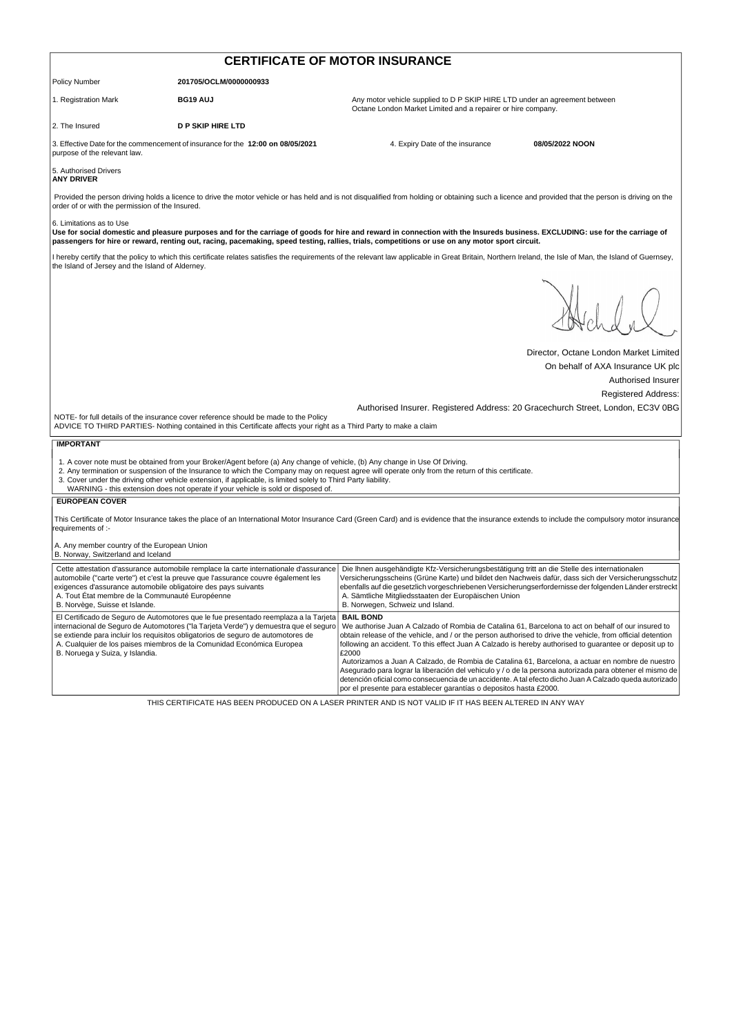# CERTIFICATE OF MOTOR INSURANCE

Policy Number **201705/OCLM/0000000933**

1. Registration Mark **BG19 AUJ** — Any motor vehicle supplied to D P SKIP HIRE LTD under an agreement between Octane London Market Limited and a repairer or hire company.

2. The Insured **D P SKIP HIRE LTD**

3. Effective Date for the commencement of insurance for the purpose of the relevant law. **12:00 on 08/05/2021**

4. Expiry Date of the insurance **08/05/2022 NOON**

5. Authorised Drivers
**ANY DRIVER**

Provided the person driving holds a licence to drive the motor vehicle or has held and is not disqualified from holding or obtaining such a licence and provided that the person is driving on the order of or with the permission of the Insured.

6. Limitations as to Use
**Use for social domestic and pleasure purposes and for the carriage of goods for hire and reward in connection with the Insureds business. EXCLUDING: use for the carriage of passengers for hire or reward, renting out, racing, pacemaking, speed testing, rallies, trials, competitions or use on any motor sport circuit.**

I hereby certify that the policy to which this certificate relates satisfies the requirements of the relevant law applicable in Great Britain, Northern Ireland, the Isle of Man, the Island of Guernsey, the Island of Jersey and the Island of Alderney.

Director, Octane London Market Limited
On behalf of AXA Insurance UK plc
Authorised Insurer
Registered Address:
Authorised Insurer. Registered Address: 20 Gracechurch Street, London, EC3V 0BG

NOTE- for full details of the insurance cover reference should be made to the Policy
ADVICE TO THIRD PARTIES- Nothing contained in this Certificate affects your right as a Third Party to make a claim

**IMPORTANT**

1. A cover note must be obtained from your Broker/Agent before (a) Any change of vehicle, (b) Any change in Use Of Driving.
2. Any termination or suspension of the Insurance to which the Company may on request agree will operate only from the return of this certificate.
3. Cover under the driving other vehicle extension, if applicable, is limited solely to Third Party liability.

WARNING - this extension does not operate if your vehicle is sold or disposed of.

**EUROPEAN COVER**

This Certificate of Motor Insurance takes the place of an International Motor Insurance Card (Green Card) and is evidence that the insurance extends to include the compulsory motor insurance requirements of :-

A. Any member country of the European Union
B. Norway, Switzerland and Iceland

Cette attestation d'assurance automobile remplace la carte internationale d'assurance automobile ("carte verte") et c'est la preuve que l'assurance couvre également les exigences d'assurance automobile obligatoire des pays suivants
A. Tout État membre de la Communauté Européenne
B. Norvège, Suisse et Islande.

Die Ihnen ausgehändigte Kfz-Versicherungsbestätigung tritt an die Stelle des internationalen Versicherungsscheins (Grüne Karte) und bildet den Nachweis dafür, dass sich der Versicherungsschutz ebenfalls auf die gesetzlich vorgeschriebenen Versicherungserfordernisse der folgenden Länder erstreckt
A. Sämtliche Mitgliedsstaaten der Europäischen Union
B. Norwegen, Schweiz und Island.

El Certificado de Seguro de Automotores que le fue presentado reemplaza a la Tarjeta internacional de Seguro de Automotores ("la Tarjeta Verde") y demuestra que el seguro se extiende para incluir los requisitos obligatorios de seguro de automotores de
A. Cualquier de los paises miembros de la Comunidad Económica Europea
B. Noruega y Suiza, y Islandia.

**BAIL BOND**

We authorise Juan A Calzado of Rombia de Catalina 61, Barcelona to act on behalf of our insured to obtain release of the vehicle, and / or the person authorised to drive the vehicle, from official detention following an accident. To this effect Juan A Calzado is hereby authorised to guarantee or deposit up to £2000

Autorizamos a Juan A Calzado, de Rombia de Catalina 61, Barcelona, a actuar en nombre de nuestro Asegurado para lograr la liberación del vehiculo y / o de la persona autorizada para obtener el mismo de detención oficial como consecuencia de un accidente. A tal efecto dicho Juan A Calzado queda autorizado por el presente para establecer garantías o depositos hasta £2000.

THIS CERTIFICATE HAS BEEN PRODUCED ON A LASER PRINTER AND IS NOT VALID IF IT HAS BEEN ALTERED IN ANY WAY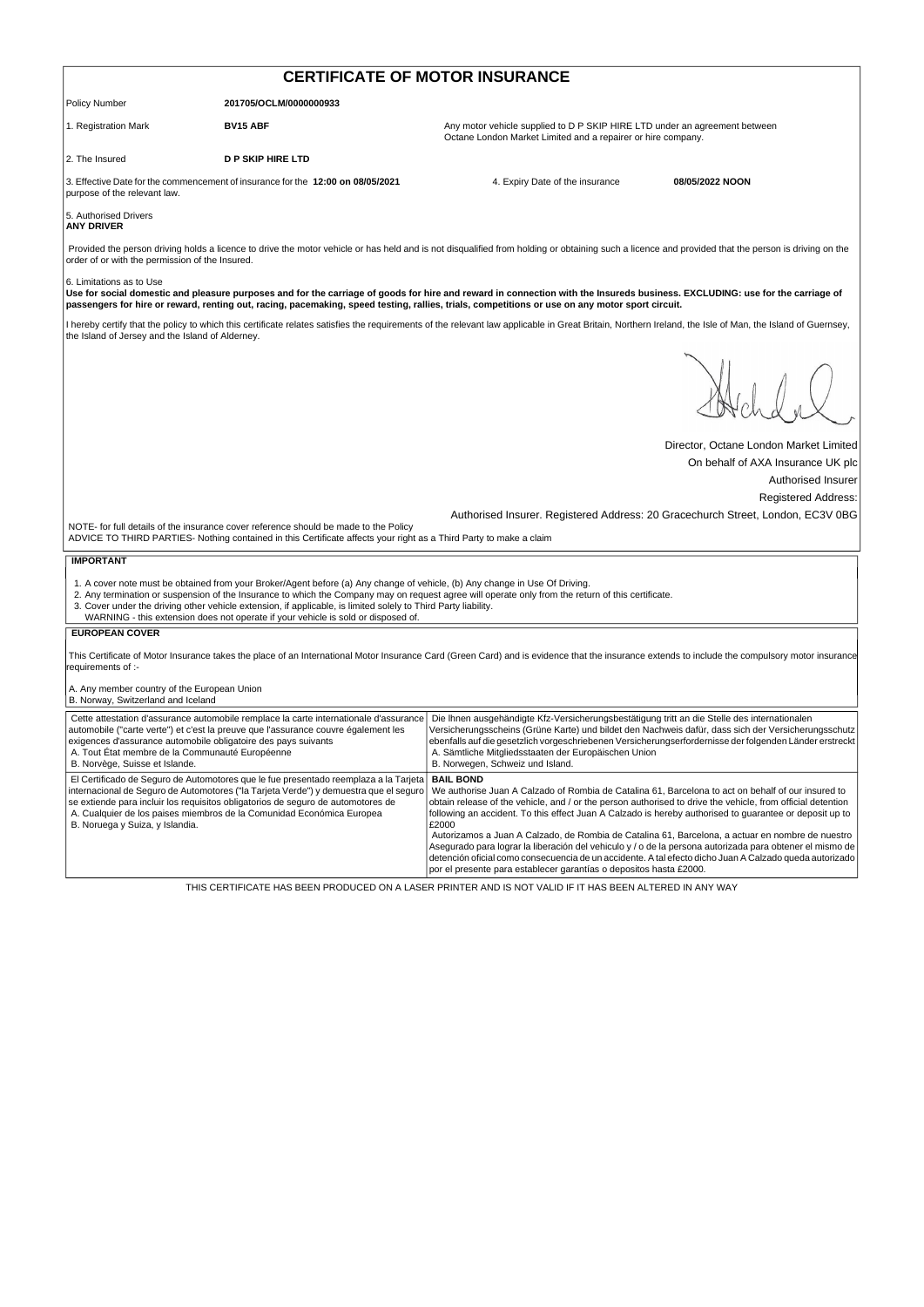# CERTIFICATE OF MOTOR INSURANCE

Policy Number **201705/OCLM/0000000933**

1. Registration Mark **BV15 ABF**

Any motor vehicle supplied to D P SKIP HIRE LTD under an agreement between Octane London Market Limited and a repairer or hire company.

2. The Insured **D P SKIP HIRE LTD**

3. Effective Date for the commencement of insurance for the purpose of the relevant law. **12:00 on 08/05/2021**

4. Expiry Date of the insurance **08/05/2022 NOON**

5. Authorised Drivers
**ANY DRIVER**

Provided the person driving holds a licence to drive the motor vehicle or has held and is not disqualified from holding or obtaining such a licence and provided that the person is driving on the order of or with the permission of the Insured.

6. Limitations as to Use
**Use for social domestic and pleasure purposes and for the carriage of goods for hire and reward in connection with the Insureds business. EXCLUDING: use for the carriage of passengers for hire or reward, renting out, racing, pacemaking, speed testing, rallies, trials, competitions or use on any motor sport circuit.**

I hereby certify that the policy to which this certificate relates satisfies the requirements of the relevant law applicable in Great Britain, Northern Ireland, the Isle of Man, the Island of Guernsey, the Island of Jersey and the Island of Alderney.

Director, Octane London Market Limited
On behalf of AXA Insurance UK plc
Authorised Insurer
Registered Address:
Authorised Insurer. Registered Address: 20 Gracechurch Street, London, EC3V 0BG

NOTE- for full details of the insurance cover reference should be made to the Policy
ADVICE TO THIRD PARTIES- Nothing contained in this Certificate affects your right as a Third Party to make a claim

## IMPORTANT

1. A cover note must be obtained from your Broker/Agent before (a) Any change of vehicle, (b) Any change in Use Of Driving.
2. Any termination or suspension of the Insurance to which the Company may on request agree will operate only from the return of this certificate.
3. Cover under the driving other vehicle extension, if applicable, is limited solely to Third Party liability.

WARNING - this extension does not operate if your vehicle is sold or disposed of.

## EUROPEAN COVER

This Certificate of Motor Insurance takes the place of an International Motor Insurance Card (Green Card) and is evidence that the insurance extends to include the compulsory motor insurance requirements of :-

A. Any member country of the European Union
B. Norway, Switzerland and Iceland

Cette attestation d'assurance automobile remplace la carte internationale d'assurance automobile ("carte verte") et c'est la preuve que l'assurance couvre également les exigences d'assurance automobile obligatoire des pays suivants
A. Tout État membre de la Communauté Européenne
B. Norvège, Suisse et Islande.

Die Ihnen ausgehändigte Kfz-Versicherungsbestätigung tritt an die Stelle des internationalen Versicherungsscheins (Grüne Karte) und bildet den Nachweis dafür, dass sich der Versicherungsschutz ebenfalls auf die gesetzlich vorgeschriebenen Versicherungserfordernisse der folgenden Länder erstreckt
A. Sämtliche Mitgliedsstaaten der Europäischen Union
B. Norwegen, Schweiz und Island.

El Certificado de Seguro de Automotores que le fue presentado reemplaza a la Tarjeta internacional de Seguro de Automotores ("la Tarjeta Verde") y demuestra que el seguro se extiende para incluir los requisitos obligatorios de seguro de automotores de
A. Cualquier de los paises miembros de la Comunidad Económica Europea
B. Noruega y Suiza, y Islandia.

**BAIL BOND**
We authorise Juan A Calzado of Rombia de Catalina 61, Barcelona to act on behalf of our insured to obtain release of the vehicle, and / or the person authorised to drive the vehicle, from official detention following an accident. To this effect Juan A Calzado is hereby authorised to guarantee or deposit up to £2000

Autorizamos a Juan A Calzado, de Rombia de Catalina 61, Barcelona, a actuar en nombre de nuestro Asegurado para lograr la liberación del vehiculo y / o de la persona autorizada para obtener el mismo de detención oficial como consecuencia de un accidente. A tal efecto dicho Juan A Calzado queda autorizado por el presente para establecer garantías o depositos hasta £2000.

THIS CERTIFICATE HAS BEEN PRODUCED ON A LASER PRINTER AND IS NOT VALID IF IT HAS BEEN ALTERED IN ANY WAY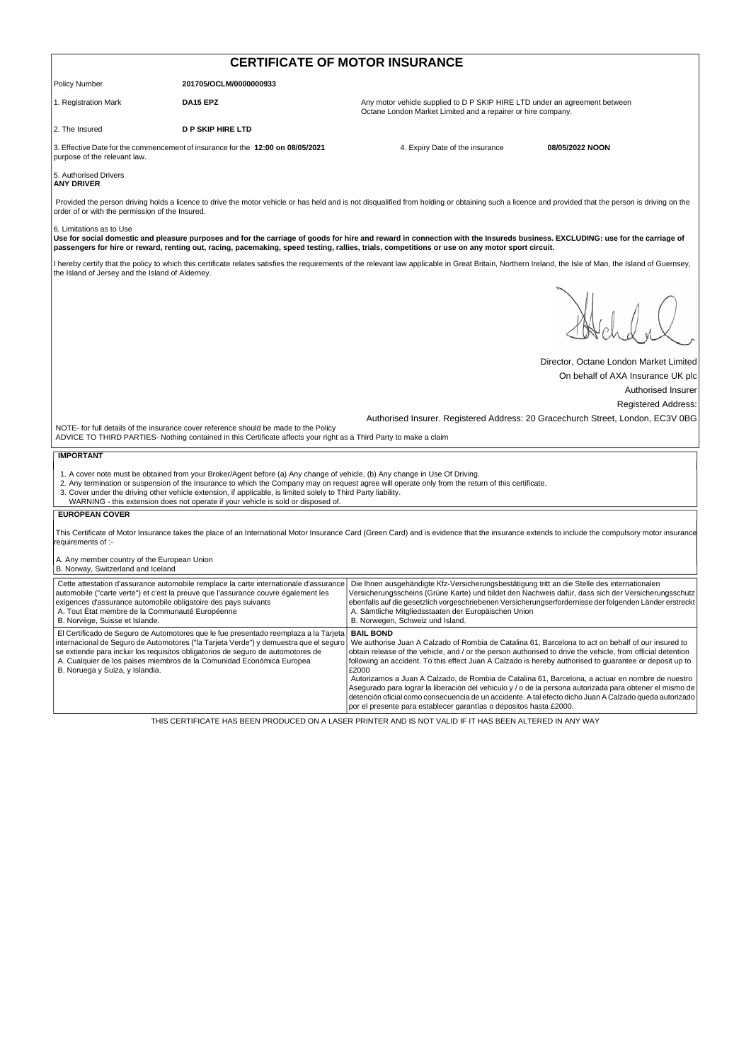# CERTIFICATE OF MOTOR INSURANCE

Policy Number **201705/OCLM/0000000933**

1. Registration Mark **DA15 EPZ** Any motor vehicle supplied to D P SKIP HIRE LTD under an agreement between Octane London Market Limited and a repairer or hire company.

2. The Insured **D P SKIP HIRE LTD**

3. Effective Date for the commencement of insurance for the purpose of the relevant law. **12:00 on 08/05/2021**

4. Expiry Date of the insurance **08/05/2022 NOON**

5. Authorised Drivers
**ANY DRIVER**

Provided the person driving holds a licence to drive the motor vehicle or has held and is not disqualified from holding or obtaining such a licence and provided that the person is driving on the order of or with the permission of the Insured.

6. Limitations as to Use
**Use for social domestic and pleasure purposes and for the carriage of goods for hire and reward in connection with the Insureds business. EXCLUDING: use for the carriage of passengers for hire or reward, renting out, racing, pacemaking, speed testing, rallies, trials, competitions or use on any motor sport circuit.**

I hereby certify that the policy to which this certificate relates satisfies the requirements of the relevant law applicable in Great Britain, Northern Ireland, the Isle of Man, the Island of Guernsey, the Island of Jersey and the Island of Alderney.

Director, Octane London Market Limited
On behalf of AXA Insurance UK plc
Authorised Insurer
Registered Address:
Authorised Insurer. Registered Address: 20 Gracechurch Street, London, EC3V 0BG

NOTE- for full details of the insurance cover reference should be made to the Policy
ADVICE TO THIRD PARTIES- Nothing contained in this Certificate affects your right as a Third Party to make a claim

**IMPORTANT**

1. A cover note must be obtained from your Broker/Agent before (a) Any change of vehicle, (b) Any change in Use Of Driving.
2. Any termination or suspension of the Insurance to which the Company may on request agree will operate only from the return of this certificate.
3. Cover under the driving other vehicle extension, if applicable, is limited solely to Third Party liability.
   WARNING - this extension does not operate if your vehicle is sold or disposed of.

**EUROPEAN COVER**

This Certificate of Motor Insurance takes the place of an International Motor Insurance Card (Green Card) and is evidence that the insurance extends to include the compulsory motor insurance requirements of :-

A. Any member country of the European Union
B. Norway, Switzerland and Iceland

Cette attestation d'assurance automobile remplace la carte internationale d'assurance automobile ("carte verte") et c'est la preuve que l'assurance couvre également les exigences d'assurance automobile obligatoire des pays suivants
A. Tout État membre de la Communauté Européenne
B. Norvège, Suisse et Islande.

Die Ihnen ausgehändigte Kfz-Versicherungsbestätigung tritt an die Stelle des internationalen Versicherungsscheins (Grüne Karte) und bildet den Nachweis dafür, dass sich der Versicherungsschutz ebenfalls auf die gesetzlich vorgeschriebenen Versicherungserfordernisse der folgenden Länder erstreckt
A. Sämtliche Mitgliedsstaaten der Europäischen Union
B. Norwegen, Schweiz und Island.

El Certificado de Seguro de Automotores que le fue presentado reemplaza a la Tarjeta internacional de Seguro de Automotores ("la Tarjeta Verde") y demuestra que el seguro se extiende para incluir los requisitos obligatorios de seguro de automotores de
A. Cualquier de los paises miembros de la Comunidad Económica Europea
B. Noruega y Suiza, y Islandia.

**BAIL BOND**
We authorise Juan A Calzado of Rombia de Catalina 61, Barcelona to act on behalf of our insured to obtain release of the vehicle, and / or the person authorised to drive the vehicle, from official detention following an accident. To this effect Juan A Calzado is hereby authorised to guarantee or deposit up to £2000
Autorizamos a Juan A Calzado, de Rombia de Catalina 61, Barcelona, a actuar en nombre de nuestro Asegurado para lograr la liberación del vehiculo y / o de la persona autorizada para obtener el mismo de detención oficial como consecuencia de un accidente. A tal efecto dicho Juan A Calzado queda autorizado por el presente para establecer garantías o depositos hasta £2000.

THIS CERTIFICATE HAS BEEN PRODUCED ON A LASER PRINTER AND IS NOT VALID IF IT HAS BEEN ALTERED IN ANY WAY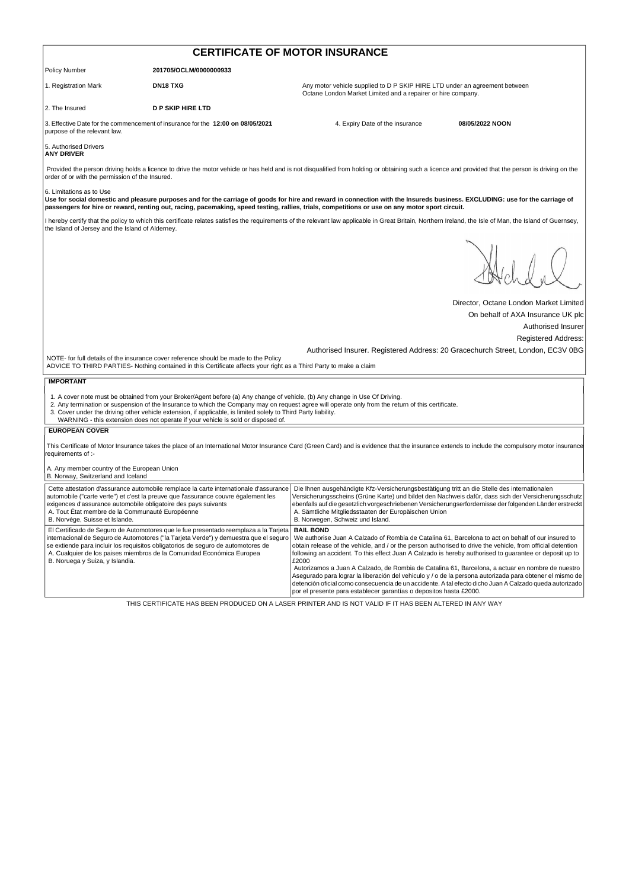# CERTIFICATE OF MOTOR INSURANCE

Policy Number **201705/OCLM/0000000933**

1. Registration Mark **DN18 TXG** Any motor vehicle supplied to D P SKIP HIRE LTD under an agreement between Octane London Market Limited and a repairer or hire company.

2. The Insured **D P SKIP HIRE LTD**

3. Effective Date for the commencement of insurance for the **12:00 on 08/05/2021** purpose of the relevant law.

4. Expiry Date of the insurance **08/05/2022 NOON**

5. Authorised Drivers
**ANY DRIVER**

Provided the person driving holds a licence to drive the motor vehicle or has held and is not disqualified from holding or obtaining such a licence and provided that the person is driving on the order of or with the permission of the Insured.

6. Limitations as to Use
**Use for social domestic and pleasure purposes and for the carriage of goods for hire and reward in connection with the Insureds business. EXCLUDING: use for the carriage of passengers for hire or reward, renting out, racing, pacemaking, speed testing, rallies, trials, competitions or use on any motor sport circuit.**

I hereby certify that the policy to which this certificate relates satisfies the requirements of the relevant law applicable in Great Britain, Northern Ireland, the Isle of Man, the Island of Guernsey, the Island of Jersey and the Island of Alderney.

Director, Octane London Market Limited
On behalf of AXA Insurance UK plc
Authorised Insurer
Registered Address:
Authorised Insurer. Registered Address: 20 Gracechurch Street, London, EC3V 0BG

NOTE- for full details of the insurance cover reference should be made to the Policy
ADVICE TO THIRD PARTIES- Nothing contained in this Certificate affects your right as a Third Party to make a claim

**IMPORTANT**

1. A cover note must be obtained from your Broker/Agent before (a) Any change of vehicle, (b) Any change in Use Of Driving.
2. Any termination or suspension of the Insurance to which the Company may on request agree will operate only from the return of this certificate.
3. Cover under the driving other vehicle extension, if applicable, is limited solely to Third Party liability.

WARNING - this extension does not operate if your vehicle is sold or disposed of.

**EUROPEAN COVER**

This Certificate of Motor Insurance takes the place of an International Motor Insurance Card (Green Card) and is evidence that the insurance extends to include the compulsory motor insurance requirements of :-

A. Any member country of the European Union
B. Norway, Switzerland and Iceland

Cette attestation d'assurance automobile remplace la carte internationale d'assurance automobile ("carte verte") et c'est la preuve que l'assurance couvre également les exigences d'assurance automobile obligatoire des pays suivants
A. Tout État membre de la Communauté Européenne
B. Norvège, Suisse et Islande.

Die Ihnen ausgehändigte Kfz-Versicherungsbestätigung tritt an die Stelle des internationalen Versicherungsscheins (Grüne Karte) und bildet den Nachweis dafür, dass sich der Versicherungsschutz ebenfalls auf die gesetzlich vorgeschriebenen Versicherungserfordernisse der folgenden Länder erstreckt
A. Sämtliche Mitgliedsstaaten der Europäischen Union
B. Norwegen, Schweiz und Island.

El Certificado de Seguro de Automotores que le fue presentado reemplaza a la Tarjeta internacional de Seguro de Automotores ("la Tarjeta Verde") y demuestra que el seguro se extiende para incluir los requisitos obligatorios de seguro de automotores de
A. Cualquier de los paises miembros de la Comunidad Económica Europea
B. Noruega y Suiza, y Islandia.

**BAIL BOND**
We authorise Juan A Calzado of Rombia de Catalina 61, Barcelona to act on behalf of our insured to obtain release of the vehicle, and / or the person authorised to drive the vehicle, from official detention following an accident. To this effect Juan A Calzado is hereby authorised to guarantee or deposit up to £2000

Autorizamos a Juan A Calzado, de Rombia de Catalina 61, Barcelona, a actuar en nombre de nuestro Asegurado para lograr la liberación del vehiculo y / o de la persona autorizada para obtener el mismo de detención oficial como consecuencia de un accidente. A tal efecto dicho Juan A Calzado queda autorizado por el presente para establecer garantías o depositos hasta £2000.

THIS CERTIFICATE HAS BEEN PRODUCED ON A LASER PRINTER AND IS NOT VALID IF IT HAS BEEN ALTERED IN ANY WAY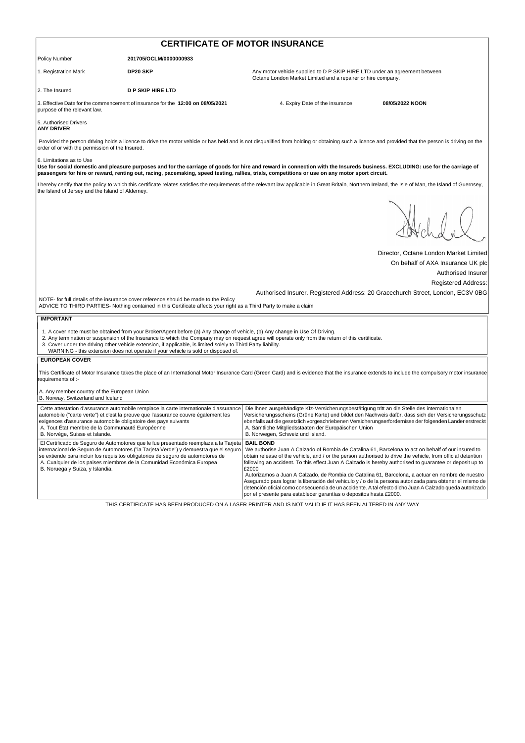# CERTIFICATE OF MOTOR INSURANCE

Policy Number **201705/OCLM/0000000933**

1. Registration Mark **DP20 SKP** — Any motor vehicle supplied to D P SKIP HIRE LTD under an agreement between Octane London Market Limited and a repairer or hire company.

2. The Insured **D P SKIP HIRE LTD**

3. Effective Date for the commencement of insurance for the purpose of the relevant law. **12:00 on 08/05/2021**

4. Expiry Date of the insurance **08/05/2022 NOON**

5. Authorised Drivers
**ANY DRIVER**

Provided the person driving holds a licence to drive the motor vehicle or has held and is not disqualified from holding or obtaining such a licence and provided that the person is driving on the order of or with the permission of the Insured.

6. Limitations as to Use
**Use for social domestic and pleasure purposes and for the carriage of goods for hire and reward in connection with the Insureds business. EXCLUDING: use for the carriage of passengers for hire or reward, renting out, racing, pacemaking, speed testing, rallies, trials, competitions or use on any motor sport circuit.**

I hereby certify that the policy to which this certificate relates satisfies the requirements of the relevant law applicable in Great Britain, Northern Ireland, the Isle of Man, the Island of Guernsey, the Island of Jersey and the Island of Alderney.

Director, Octane London Market Limited
On behalf of AXA Insurance UK plc
Authorised Insurer
Registered Address:
Authorised Insurer. Registered Address: 20 Gracechurch Street, London, EC3V 0BG

NOTE- for full details of the insurance cover reference should be made to the Policy
ADVICE TO THIRD PARTIES- Nothing contained in this Certificate affects your right as a Third Party to make a claim

## IMPORTANT

1. A cover note must be obtained from your Broker/Agent before (a) Any change of vehicle, (b) Any change in Use Of Driving.
2. Any termination or suspension of the Insurance to which the Company may on request agree will operate only from the return of this certificate.
3. Cover under the driving other vehicle extension, if applicable, is limited solely to Third Party liability.
   WARNING - this extension does not operate if your vehicle is sold or disposed of.

## EUROPEAN COVER

This Certificate of Motor Insurance takes the place of an International Motor Insurance Card (Green Card) and is evidence that the insurance extends to include the compulsory motor insurance requirements of :-

A. Any member country of the European Union
B. Norway, Switzerland and Iceland

Cette attestation d'assurance automobile remplace la carte internationale d'assurance automobile ("carte verte") et c'est la preuve que l'assurance couvre également les exigences d'assurance automobile obligatoire des pays suivants
A. Tout État membre de la Communauté Européenne
B. Norvège, Suisse et Islande.

Die Ihnen ausgehändigte Kfz-Versicherungsbestätigung tritt an die Stelle des internationalen Versicherungsscheins (Grüne Karte) und bildet den Nachweis dafür, dass sich der Versicherungsschutz ebenfalls auf die gesetzlich vorgeschriebenen Versicherungserfordernisse der folgenden Länder erstreckt
A. Sämtliche Mitgliedsstaaten der Europäischen Union
B. Norwegen, Schweiz und Island.

El Certificado de Seguro de Automotores que le fue presentado reemplaza a la Tarjeta internacional de Seguro de Automotores ("la Tarjeta Verde") y demuestra que el seguro se extiende para incluir los requisitos obligatorios de seguro de automotores de
A. Cualquier de los paises miembros de la Comunidad Económica Europea
B. Noruega y Suiza, y Islandia.

**BAIL BOND**
We authorise Juan A Calzado of Rombia de Catalina 61, Barcelona to act on behalf of our insured to obtain release of the vehicle, and / or the person authorised to drive the vehicle, from official detention following an accident. To this effect Juan A Calzado is hereby authorised to guarantee or deposit up to £2000

Autorizamos a Juan A Calzado, de Rombia de Catalina 61, Barcelona, a actuar en nombre de nuestro Asegurado para lograr la liberación del vehiculo y / o de la persona autorizada para obtener el mismo de detención oficial como consecuencia de un accidente. A tal efecto dicho Juan A Calzado queda autorizado por el presente para establecer garantías o depositos hasta £2000.

THIS CERTIFICATE HAS BEEN PRODUCED ON A LASER PRINTER AND IS NOT VALID IF IT HAS BEEN ALTERED IN ANY WAY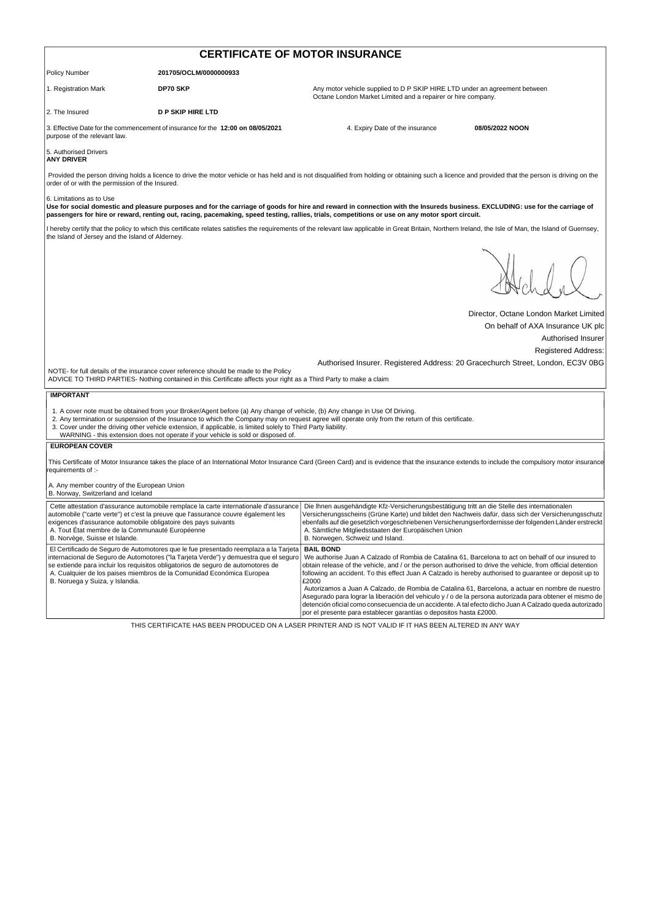# CERTIFICATE OF MOTOR INSURANCE

Policy Number **201705/OCLM/0000000933**

1. Registration Mark **DP70 SKP** — Any motor vehicle supplied to D P SKIP HIRE LTD under an agreement between Octane London Market Limited and a repairer or hire company.

2. The Insured **D P SKIP HIRE LTD**

3. Effective Date for the commencement of insurance for the purpose of the relevant law. **12:00 on 08/05/2021**

4. Expiry Date of the insurance **08/05/2022 NOON**

5. Authorised Drivers
**ANY DRIVER**

Provided the person driving holds a licence to drive the motor vehicle or has held and is not disqualified from holding or obtaining such a licence and provided that the person is driving on the order of or with the permission of the Insured.

6. Limitations as to Use
**Use for social domestic and pleasure purposes and for the carriage of goods for hire and reward in connection with the Insureds business. EXCLUDING: use for the carriage of passengers for hire or reward, renting out, racing, pacemaking, speed testing, rallies, trials, competitions or use on any motor sport circuit.**

I hereby certify that the policy to which this certificate relates satisfies the requirements of the relevant law applicable in Great Britain, Northern Ireland, the Isle of Man, the Island of Guernsey, the Island of Jersey and the Island of Alderney.

Director, Octane London Market Limited
On behalf of AXA Insurance UK plc
Authorised Insurer
Registered Address:
Authorised Insurer. Registered Address: 20 Gracechurch Street, London, EC3V 0BG

NOTE- for full details of the insurance cover reference should be made to the Policy
ADVICE TO THIRD PARTIES- Nothing contained in this Certificate affects your right as a Third Party to make a claim

## IMPORTANT

1. A cover note must be obtained from your Broker/Agent before (a) Any change of vehicle, (b) Any change in Use Of Driving.
2. Any termination or suspension of the Insurance to which the Company may on request agree will operate only from the return of this certificate.
3. Cover under the driving other vehicle extension, if applicable, is limited solely to Third Party liability.
   WARNING - this extension does not operate if your vehicle is sold or disposed of.

## EUROPEAN COVER

This Certificate of Motor Insurance takes the place of an International Motor Insurance Card (Green Card) and is evidence that the insurance extends to include the compulsory motor insurance requirements of :-

A. Any member country of the European Union
B. Norway, Switzerland and Iceland

Cette attestation d'assurance automobile remplace la carte internationale d'assurance automobile ("carte verte") et c'est la preuve que l'assurance couvre également les exigences d'assurance automobile obligatoire des pays suivants
A. Tout État membre de la Communauté Européenne
B. Norvège, Suisse et Islande.

Die Ihnen ausgehändigte Kfz-Versicherungsbestätigung tritt an die Stelle des internationalen Versicherungsscheins (Grüne Karte) und bildet den Nachweis dafür, dass sich der Versicherungsschutz ebenfalls auf die gesetzlich vorgeschriebenen Versicherungserfordernisse der folgenden Länder erstreckt
A. Sämtliche Mitgliedsstaaten der Europäischen Union
B. Norwegen, Schweiz und Island.

El Certificado de Seguro de Automotores que le fue presentado reemplaza a la Tarjeta internacional de Seguro de Automotores ("la Tarjeta Verde") y demuestra que el seguro se extiende para incluir los requisitos obligatorios de seguro de automotores de
A. Cualquier de los paises miembros de la Comunidad Económica Europea
B. Noruega y Suiza, y Islandia.

**BAIL BOND**
We authorise Juan A Calzado of Rombia de Catalina 61, Barcelona to act on behalf of our insured to obtain release of the vehicle, and / or the person authorised to drive the vehicle, from official detention following an accident. To this effect Juan A Calzado is hereby authorised to guarantee or deposit up to £2000

Autorizamos a Juan A Calzado, de Rombia de Catalina 61, Barcelona, a actuar en nombre de nuestro Asegurado para lograr la liberación del vehiculo y / o de la persona autorizada para obtener el mismo de detención oficial como consecuencia de un accidente. A tal efecto dicho Juan A Calzado queda autorizado por el presente para establecer garantías o depositos hasta £2000.

THIS CERTIFICATE HAS BEEN PRODUCED ON A LASER PRINTER AND IS NOT VALID IF IT HAS BEEN ALTERED IN ANY WAY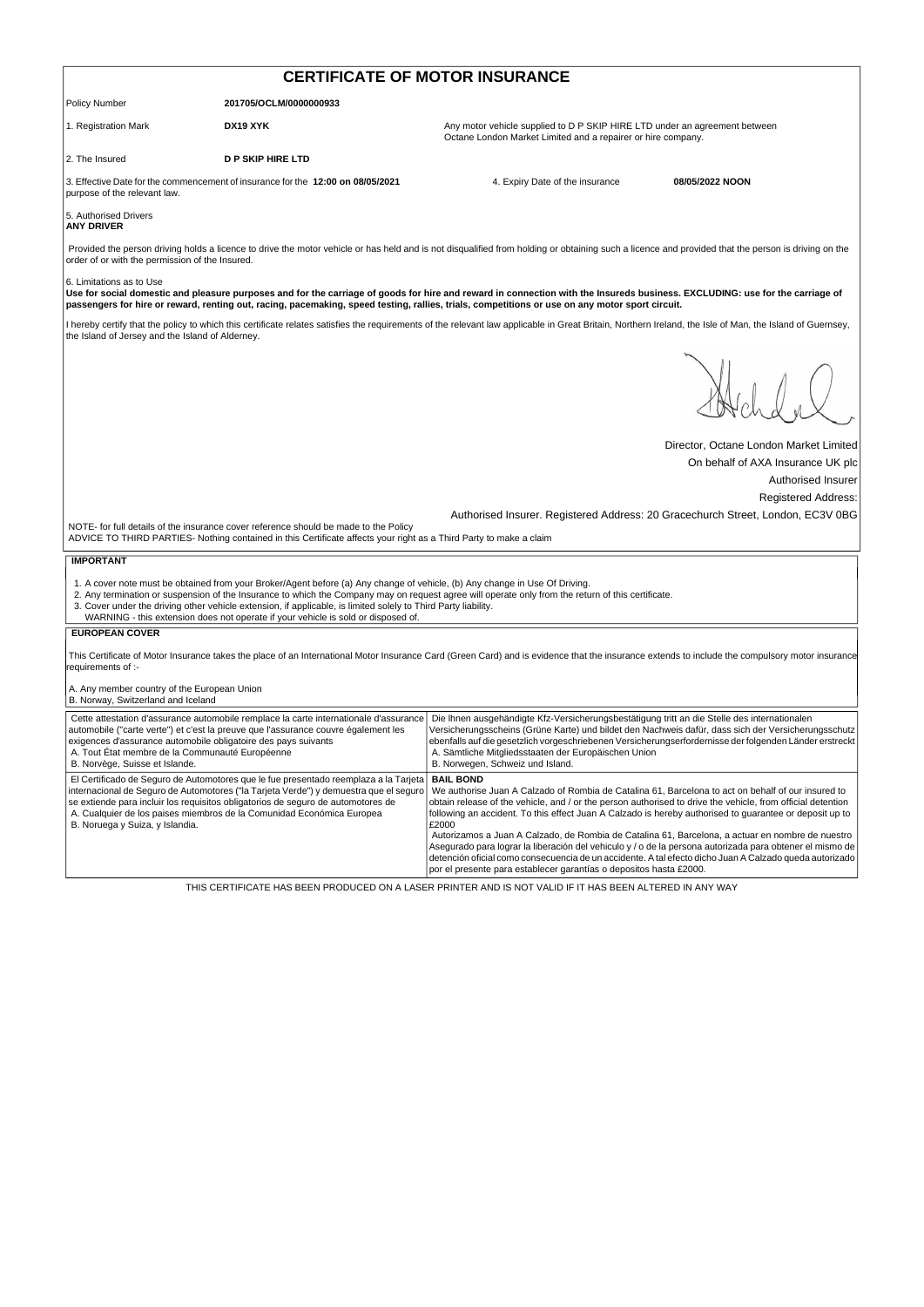# CERTIFICATE OF MOTOR INSURANCE

| | | |
|---|---|---|
| Policy Number | **201705/OCLM/0000000933** | |
| 1. Registration Mark | **DX19 XYK** | Any motor vehicle supplied to D P SKIP HIRE LTD under an agreement between Octane London Market Limited and a repairer or hire company. |
| 2. The Insured | **D P SKIP HIRE LTD** | |

3. Effective Date for the commencement of insurance for the purpose of the relevant law. **12:00 on 08/05/2021**

4. Expiry Date of the insurance **08/05/2022 NOON**

5. Authorised Drivers
**ANY DRIVER**

Provided the person driving holds a licence to drive the motor vehicle or has held and is not disqualified from holding or obtaining such a licence and provided that the person is driving on the order of or with the permission of the Insured.

6. Limitations as to Use
**Use for social domestic and pleasure purposes and for the carriage of goods for hire and reward in connection with the Insureds business. EXCLUDING: use for the carriage of passengers for hire or reward, renting out, racing, pacemaking, speed testing, rallies, trials, competitions or use on any motor sport circuit.**

I hereby certify that the policy to which this certificate relates satisfies the requirements of the relevant law applicable in Great Britain, Northern Ireland, the Isle of Man, the Island of Guernsey, the Island of Jersey and the Island of Alderney.

Director, Octane London Market Limited
On behalf of AXA Insurance UK plc
Authorised Insurer
Registered Address:
Authorised Insurer. Registered Address: 20 Gracechurch Street, London, EC3V 0BG

NOTE- for full details of the insurance cover reference should be made to the Policy
ADVICE TO THIRD PARTIES- Nothing contained in this Certificate affects your right as a Third Party to make a claim

## IMPORTANT

1. A cover note must be obtained from your Broker/Agent before (a) Any change of vehicle, (b) Any change in Use Of Driving.
2. Any termination or suspension of the Insurance to which the Company may on request agree will operate only from the return of this certificate.
3. Cover under the driving other vehicle extension, if applicable, is limited solely to Third Party liability.
   WARNING - this extension does not operate if your vehicle is sold or disposed of.

## EUROPEAN COVER

This Certificate of Motor Insurance takes the place of an International Motor Insurance Card (Green Card) and is evidence that the insurance extends to include the compulsory motor insurance requirements of :-

A. Any member country of the European Union
B. Norway, Switzerland and Iceland

Cette attestation d'assurance automobile remplace la carte internationale d'assurance automobile ("carte verte") et c'est la preuve que l'assurance couvre également les exigences d'assurance automobile obligatoire des pays suivants
A. Tout État membre de la Communauté Européenne
B. Norvège, Suisse et Islande.

Die Ihnen ausgehändigte Kfz-Versicherungsbestätigung tritt an die Stelle des internationalen Versicherungsscheins (Grüne Karte) und bildet den Nachweis dafür, dass sich der Versicherungsschutz ebenfalls auf die gesetzlich vorgeschriebenen Versicherungserfordernisse der folgenden Länder erstreckt
A. Sämtliche Mitgliedsstaaten der Europäischen Union
B. Norwegen, Schweiz und Island.

El Certificado de Seguro de Automotores que le fue presentado reemplaza a la Tarjeta internacional de Seguro de Automotores ("la Tarjeta Verde") y demuestra que el seguro se extiende para incluir los requisitos obligatorios de seguro de automotores de
A. Cualquier de los paises miembros de la Comunidad Económica Europea
B. Noruega y Suiza, y Islandia.

**BAIL BOND**
We authorise Juan A Calzado of Rombia de Catalina 61, Barcelona to act on behalf of our insured to obtain release of the vehicle, and / or the person authorised to drive the vehicle, from official detention following an accident. To this effect Juan A Calzado is hereby authorised to guarantee or deposit up to £2000

Autorizamos a Juan A Calzado, de Rombia de Catalina 61, Barcelona, a actuar en nombre de nuestro Asegurado para lograr la liberación del vehiculo y / o de la persona autorizada para obtener el mismo de detención oficial como consecuencia de un accidente. A tal efecto dicho Juan A Calzado queda autorizado por el presente para establecer garantías o depositos hasta £2000.

THIS CERTIFICATE HAS BEEN PRODUCED ON A LASER PRINTER AND IS NOT VALID IF IT HAS BEEN ALTERED IN ANY WAY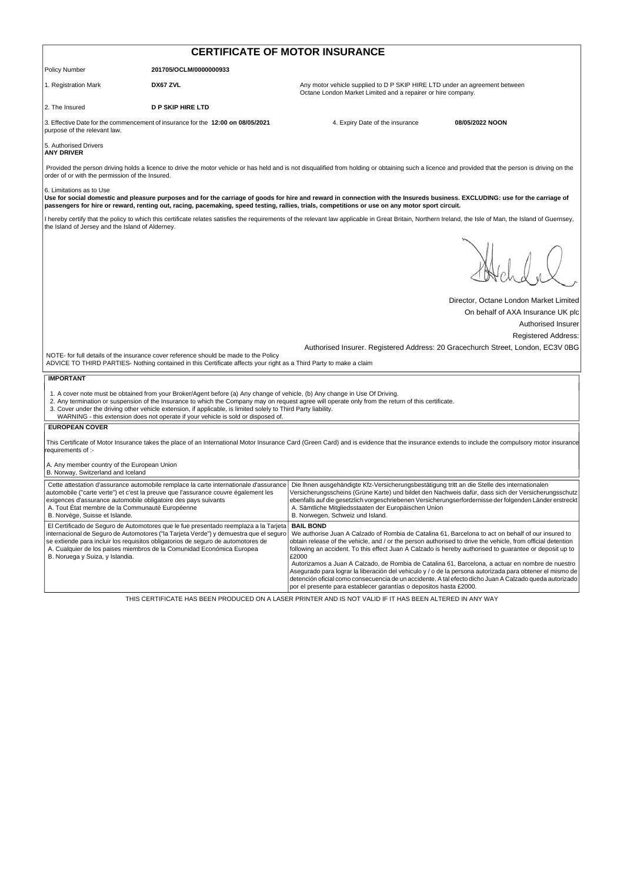# CERTIFICATE OF MOTOR INSURANCE

| | | |
|---|---|---|
| Policy Number | **201705/OCLM/0000000933** | |
| 1. Registration Mark | **DX67 ZVL** | Any motor vehicle supplied to D P SKIP HIRE LTD under an agreement between Octane London Market Limited and a repairer or hire company. |
| 2. The Insured | **D P SKIP HIRE LTD** | |

3. Effective Date for the commencement of insurance for the purpose of the relevant law. **12:00 on 08/05/2021** 4. Expiry Date of the insurance **08/05/2022 NOON**

5. Authorised Drivers
**ANY DRIVER**

Provided the person driving holds a licence to drive the motor vehicle or has held and is not disqualified from holding or obtaining such a licence and provided that the person is driving on the order of or with the permission of the Insured.

6. Limitations as to Use
**Use for social domestic and pleasure purposes and for the carriage of goods for hire and reward in connection with the Insureds business. EXCLUDING: use for the carriage of passengers for hire or reward, renting out, racing, pacemaking, speed testing, rallies, trials, competitions or use on any motor sport circuit.**

I hereby certify that the policy to which this certificate relates satisfies the requirements of the relevant law applicable in Great Britain, Northern Ireland, the Isle of Man, the Island of Guernsey, the Island of Jersey and the Island of Alderney.

Director, Octane London Market Limited
On behalf of AXA Insurance UK plc
Authorised Insurer
Registered Address:
Authorised Insurer. Registered Address: 20 Gracechurch Street, London, EC3V 0BG

NOTE- for full details of the insurance cover reference should be made to the Policy
ADVICE TO THIRD PARTIES- Nothing contained in this Certificate affects your right as a Third Party to make a claim

## IMPORTANT

1. A cover note must be obtained from your Broker/Agent before (a) Any change of vehicle, (b) Any change in Use Of Driving.
2. Any termination or suspension of the Insurance to which the Company may on request agree will operate only from the return of this certificate.
3. Cover under the driving other vehicle extension, if applicable, is limited solely to Third Party liability.
   WARNING - this extension does not operate if your vehicle is sold or disposed of.

## EUROPEAN COVER

This Certificate of Motor Insurance takes the place of an International Motor Insurance Card (Green Card) and is evidence that the insurance extends to include the compulsory motor insurance requirements of :-

A. Any member country of the European Union
B. Norway, Switzerland and Iceland

Cette attestation d'assurance automobile remplace la carte internationale d'assurance automobile ("carte verte") et c'est la preuve que l'assurance couvre également les exigences d'assurance automobile obligatoire des pays suivants
A. Tout État membre de la Communauté Européenne
B. Norvège, Suisse et Islande.

Die Ihnen ausgehändigte Kfz-Versicherungsbestätigung tritt an die Stelle des internationalen Versicherungsscheins (Grüne Karte) und bildet den Nachweis dafür, dass sich der Versicherungsschutz ebenfalls auf die gesetzlich vorgeschriebenen Versicherungserfordernisse der folgenden Länder erstreckt
A. Sämtliche Mitgliedsstaaten der Europäischen Union
B. Norwegen, Schweiz und Island.

El Certificado de Seguro de Automotores que le fue presentado reemplaza a la Tarjeta internacional de Seguro de Automotores ("la Tarjeta Verde") y demuestra que el seguro se extiende para incluir los requisitos obligatorios de seguro de automotores de
A. Cualquier de los paises miembros de la Comunidad Económica Europea
B. Noruega y Suiza, y Islandia.

**BAIL BOND**
We authorise Juan A Calzado of Rombia de Catalina 61, Barcelona to act on behalf of our insured to obtain release of the vehicle, and / or the person authorised to drive the vehicle, from official detention following an accident. To this effect Juan A Calzado is hereby authorised to guarantee or deposit up to £2000

Autorizamos a Juan A Calzado, de Rombia de Catalina 61, Barcelona, a actuar en nombre de nuestro Asegurado para lograr la liberación del vehiculo y / o de la persona autorizada para obtener el mismo de detención oficial como consecuencia de un accidente. A tal efecto dicho Juan A Calzado queda autorizado por el presente para establecer garantías o depositos hasta £2000.

THIS CERTIFICATE HAS BEEN PRODUCED ON A LASER PRINTER AND IS NOT VALID IF IT HAS BEEN ALTERED IN ANY WAY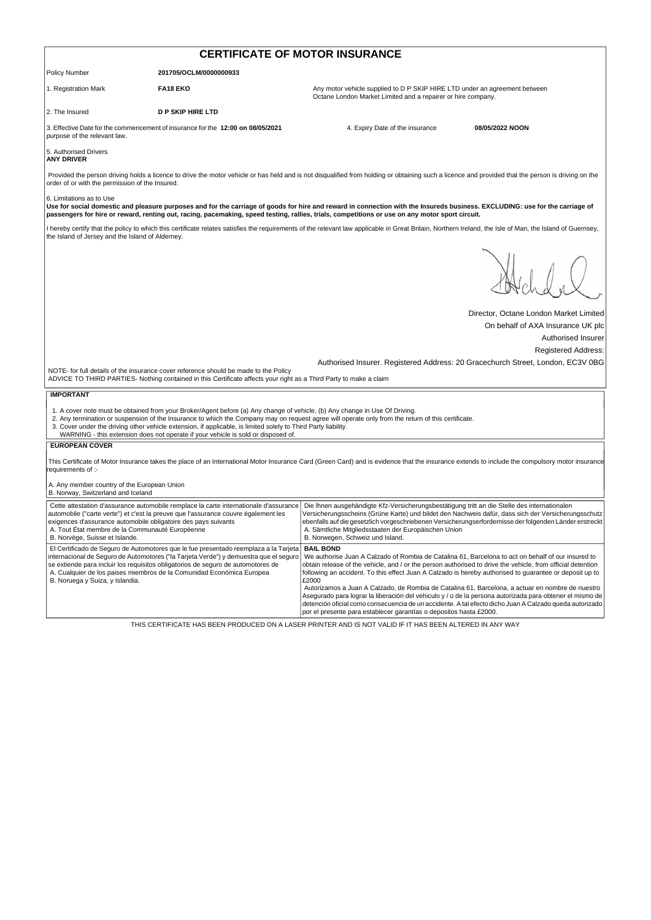# CERTIFICATE OF MOTOR INSURANCE

Policy Number **201705/OCLM/0000000933**

1. Registration Mark **FA18 EKO**

Any motor vehicle supplied to D P SKIP HIRE LTD under an agreement between Octane London Market Limited and a repairer or hire company.

2. The Insured **D P SKIP HIRE LTD**

3. Effective Date for the commencement of insurance for the purpose of the relevant law. **12:00 on 08/05/2021**

4. Expiry Date of the insurance **08/05/2022 NOON**

5. Authorised Drivers
**ANY DRIVER**

Provided the person driving holds a licence to drive the motor vehicle or has held and is not disqualified from holding or obtaining such a licence and provided that the person is driving on the order of or with the permission of the Insured.

6. Limitations as to Use
**Use for social domestic and pleasure purposes and for the carriage of goods for hire and reward in connection with the Insureds business. EXCLUDING: use for the carriage of passengers for hire or reward, renting out, racing, pacemaking, speed testing, rallies, trials, competitions or use on any motor sport circuit.**

I hereby certify that the policy to which this certificate relates satisfies the requirements of the relevant law applicable in Great Britain, Northern Ireland, the Isle of Man, the Island of Guernsey, the Island of Jersey and the Island of Alderney.

Director, Octane London Market Limited
On behalf of AXA Insurance UK plc
Authorised Insurer
Registered Address:
Authorised Insurer. Registered Address: 20 Gracechurch Street, London, EC3V 0BG

NOTE- for full details of the insurance cover reference should be made to the Policy
ADVICE TO THIRD PARTIES- Nothing contained in this Certificate affects your right as a Third Party to make a claim

## IMPORTANT

1. A cover note must be obtained from your Broker/Agent before (a) Any change of vehicle, (b) Any change in Use Of Driving.
2. Any termination or suspension of the Insurance to which the Company may on request agree will operate only from the return of this certificate.
3. Cover under the driving other vehicle extension, if applicable, is limited solely to Third Party liability.

WARNING - this extension does not operate if your vehicle is sold or disposed of.

## EUROPEAN COVER

This Certificate of Motor Insurance takes the place of an International Motor Insurance Card (Green Card) and is evidence that the insurance extends to include the compulsory motor insurance requirements of :-

A. Any member country of the European Union
B. Norway, Switzerland and Iceland

Cette attestation d'assurance automobile remplace la carte internationale d'assurance automobile ("carte verte") et c'est la preuve que l'assurance couvre également les exigences d'assurance automobile obligatoire des pays suivants
A. Tout État membre de la Communauté Européenne
B. Norvège, Suisse et Islande.

Die Ihnen ausgehändigte Kfz-Versicherungsbestätigung tritt an die Stelle des internationalen Versicherungsscheins (Grüne Karte) und bildet den Nachweis dafür, dass sich der Versicherungsschutz ebenfalls auf die gesetzlich vorgeschriebenen Versicherungserfordernisse der folgenden Länder erstreckt
A. Sämtliche Mitgliedsstaaten der Europäischen Union
B. Norwegen, Schweiz und Island.

El Certificado de Seguro de Automotores que le fue presentado reemplaza a la Tarjeta internacional de Seguro de Automotores ("la Tarjeta Verde") y demuestra que el seguro se extiende para incluir los requisitos obligatorios de seguro de automotores de
A. Cualquier de los paises miembros de la Comunidad Económica Europea
B. Noruega y Suiza, y Islandia.

**BAIL BOND**

We authorise Juan A Calzado of Rombia de Catalina 61, Barcelona to act on behalf of our insured to obtain release of the vehicle, and / or the person authorised to drive the vehicle, from official detention following an accident. To this effect Juan A Calzado is hereby authorised to guarantee or deposit up to £2000

Autorizamos a Juan A Calzado, de Rombia de Catalina 61, Barcelona, a actuar en nombre de nuestro Asegurado para lograr la liberación del vehiculo y / o de la persona autorizada para obtener el mismo de detención oficial como consecuencia de un accidente. A tal efecto dicho Juan A Calzado queda autorizado por el presente para establecer garantías o depositos hasta £2000.

THIS CERTIFICATE HAS BEEN PRODUCED ON A LASER PRINTER AND IS NOT VALID IF IT HAS BEEN ALTERED IN ANY WAY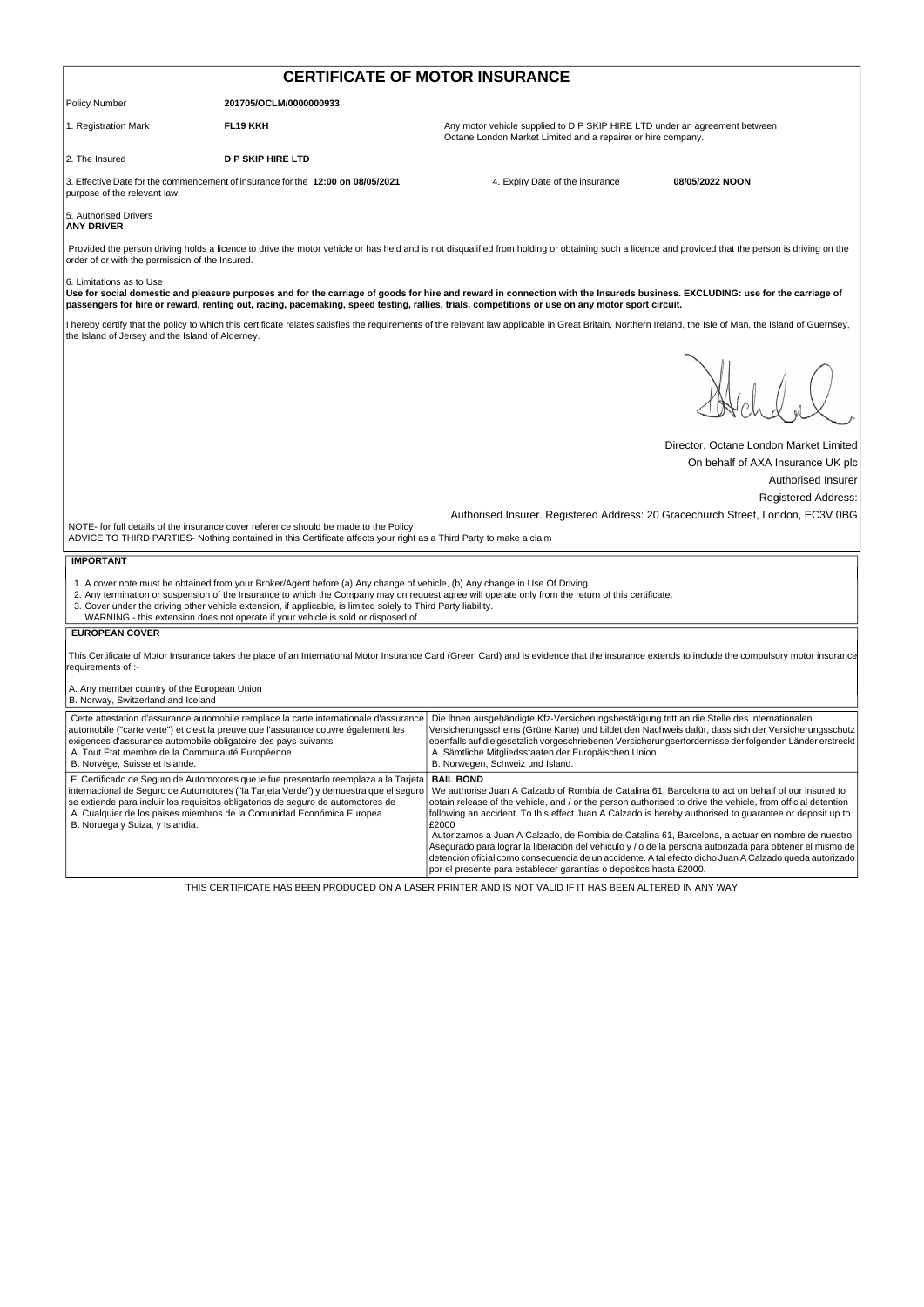# CERTIFICATE OF MOTOR INSURANCE

Policy Number **201705/OCLM/0000000933**

1. Registration Mark **FL19 KKH**

Any motor vehicle supplied to D P SKIP HIRE LTD under an agreement between Octane London Market Limited and a repairer or hire company.

2. The Insured **D P SKIP HIRE LTD**

3. Effective Date for the commencement of insurance for the purpose of the relevant law. **12:00 on 08/05/2021**

4. Expiry Date of the insurance **08/05/2022 NOON**

5. Authorised Drivers
**ANY DRIVER**

Provided the person driving holds a licence to drive the motor vehicle or has held and is not disqualified from holding or obtaining such a licence and provided that the person is driving on the order of or with the permission of the Insured.

6. Limitations as to Use
**Use for social domestic and pleasure purposes and for the carriage of goods for hire and reward in connection with the Insureds business. EXCLUDING: use for the carriage of passengers for hire or reward, renting out, racing, pacemaking, speed testing, rallies, trials, competitions or use on any motor sport circuit.**

I hereby certify that the policy to which this certificate relates satisfies the requirements of the relevant law applicable in Great Britain, Northern Ireland, the Isle of Man, the Island of Guernsey, the Island of Jersey and the Island of Alderney.

Director, Octane London Market Limited
On behalf of AXA Insurance UK plc
Authorised Insurer
Registered Address:
Authorised Insurer. Registered Address: 20 Gracechurch Street, London, EC3V 0BG

NOTE- for full details of the insurance cover reference should be made to the Policy
ADVICE TO THIRD PARTIES- Nothing contained in this Certificate affects your right as a Third Party to make a claim

**IMPORTANT**

1. A cover note must be obtained from your Broker/Agent before (a) Any change of vehicle, (b) Any change in Use Of Driving.
2. Any termination or suspension of the Insurance to which the Company may on request agree will operate only from the return of this certificate.
3. Cover under the driving other vehicle extension, if applicable, is limited solely to Third Party liability.
   WARNING - this extension does not operate if your vehicle is sold or disposed of.

**EUROPEAN COVER**

This Certificate of Motor Insurance takes the place of an International Motor Insurance Card (Green Card) and is evidence that the insurance extends to include the compulsory motor insurance requirements of :-

A. Any member country of the European Union
B. Norway, Switzerland and Iceland

Cette attestation d'assurance automobile remplace la carte internationale d'assurance automobile ("carte verte") et c'est la preuve que l'assurance couvre également les exigences d'assurance automobile obligatoire des pays suivants
A. Tout État membre de la Communauté Européenne
B. Norvège, Suisse et Islande.

Die Ihnen ausgehändigte Kfz-Versicherungsbestätigung tritt an die Stelle des internationalen Versicherungsscheins (Grüne Karte) und bildet den Nachweis dafür, dass sich der Versicherungsschutz ebenfalls auf die gesetzlich vorgeschriebenen Versicherungserfordernisse der folgenden Länder erstreckt
A. Sämtliche Mitgliedsstaaten der Europäischen Union
B. Norwegen, Schweiz und Island.

El Certificado de Seguro de Automotores que le fue presentado reemplaza a la Tarjeta internacional de Seguro de Automotores ("la Tarjeta Verde") y demuestra que el seguro se extiende para incluir los requisitos obligatorios de seguro de automotores de
A. Cualquier de los paises miembros de la Comunidad Económica Europea
B. Noruega y Suiza, y Islandia.

**BAIL BOND**
We authorise Juan A Calzado of Rombia de Catalina 61, Barcelona to act on behalf of our insured to obtain release of the vehicle, and / or the person authorised to drive the vehicle, from official detention following an accident. To this effect Juan A Calzado is hereby authorised to guarantee or deposit up to £2000
Autorizamos a Juan A Calzado, de Rombia de Catalina 61, Barcelona, a actuar en nombre de nuestro Asegurado para lograr la liberación del vehiculo y / o de la persona autorizada para obtener el mismo de detención oficial como consecuencia de un accidente. A tal efecto dicho Juan A Calzado queda autorizado por el presente para establecer garantías o depositos hasta £2000.

THIS CERTIFICATE HAS BEEN PRODUCED ON A LASER PRINTER AND IS NOT VALID IF IT HAS BEEN ALTERED IN ANY WAY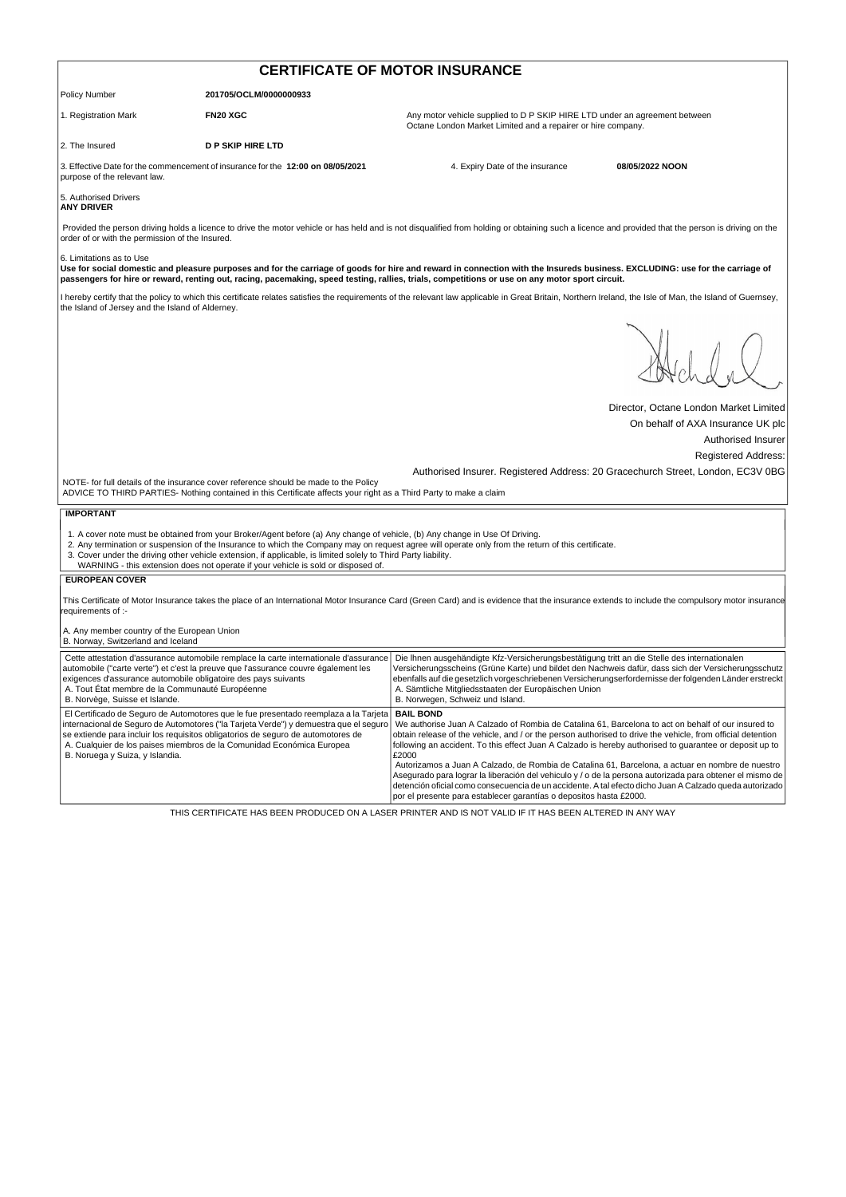# CERTIFICATE OF MOTOR INSURANCE

| | | |
|---|---|---|
| Policy Number | **201705/OCLM/0000000933** | |
| 1. Registration Mark | **FN20 XGC** | Any motor vehicle supplied to D P SKIP HIRE LTD under an agreement between Octane London Market Limited and a repairer or hire company. |
| 2. The Insured | **D P SKIP HIRE LTD** | |

3. Effective Date for the commencement of insurance for the purpose of the relevant law. **12:00 on 08/05/2021**

4. Expiry Date of the insurance **08/05/2022 NOON**

5. Authorised Drivers
**ANY DRIVER**

Provided the person driving holds a licence to drive the motor vehicle or has held and is not disqualified from holding or obtaining such a licence and provided that the person is driving on the order of or with the permission of the Insured.

6. Limitations as to Use
**Use for social domestic and pleasure purposes and for the carriage of goods for hire and reward in connection with the Insureds business. EXCLUDING: use for the carriage of passengers for hire or reward, renting out, racing, pacemaking, speed testing, rallies, trials, competitions or use on any motor sport circuit.**

I hereby certify that the policy to which this certificate relates satisfies the requirements of the relevant law applicable in Great Britain, Northern Ireland, the Isle of Man, the Island of Guernsey, the Island of Jersey and the Island of Alderney.

Director, Octane London Market Limited
On behalf of AXA Insurance UK plc
Authorised Insurer
Registered Address:
Authorised Insurer. Registered Address: 20 Gracechurch Street, London, EC3V 0BG

NOTE- for full details of the insurance cover reference should be made to the Policy
ADVICE TO THIRD PARTIES- Nothing contained in this Certificate affects your right as a Third Party to make a claim

## IMPORTANT

1. A cover note must be obtained from your Broker/Agent before (a) Any change of vehicle, (b) Any change in Use Of Driving.
2. Any termination or suspension of the Insurance to which the Company may on request agree will operate only from the return of this certificate.
3. Cover under the driving other vehicle extension, if applicable, is limited solely to Third Party liability.
   WARNING - this extension does not operate if your vehicle is sold or disposed of.

## EUROPEAN COVER

This Certificate of Motor Insurance takes the place of an International Motor Insurance Card (Green Card) and is evidence that the insurance extends to include the compulsory motor insurance requirements of :-

A. Any member country of the European Union
B. Norway, Switzerland and Iceland

Cette attestation d'assurance automobile remplace la carte internationale d'assurance automobile ("carte verte") et c'est la preuve que l'assurance couvre également les exigences d'assurance automobile obligatoire des pays suivants
A. Tout État membre de la Communauté Européenne
B. Norvège, Suisse et Islande.

Die Ihnen ausgehändigte Kfz-Versicherungsbestätigung tritt an die Stelle des internationalen Versicherungsscheins (Grüne Karte) und bildet den Nachweis dafür, dass sich der Versicherungsschutz ebenfalls auf die gesetzlich vorgeschriebenen Versicherungserfordernisse der folgenden Länder erstreckt
A. Sämtliche Mitgliedsstaaten der Europäischen Union
B. Norwegen, Schweiz und Island.

El Certificado de Seguro de Automotores que le fue presentado reemplaza a la Tarjeta internacional de Seguro de Automotores ("la Tarjeta Verde") y demuestra que el seguro se extiende para incluir los requisitos obligatorios de seguro de automotores de
A. Cualquier de los paises miembros de la Comunidad Económica Europea
B. Noruega y Suiza, y Islandia.

**BAIL BOND**
We authorise Juan A Calzado of Rombia de Catalina 61, Barcelona to act on behalf of our insured to obtain release of the vehicle, and / or the person authorised to drive the vehicle, from official detention following an accident. To this effect Juan A Calzado is hereby authorised to guarantee or deposit up to £2000

Autorizamos a Juan A Calzado, de Rombia de Catalina 61, Barcelona, a actuar en nombre de nuestro Asegurado para lograr la liberación del vehiculo y / o de la persona autorizada para obtener el mismo de detención oficial como consecuencia de un accidente. A tal efecto dicho Juan A Calzado queda autorizado por el presente para establecer garantías o depositos hasta £2000.

THIS CERTIFICATE HAS BEEN PRODUCED ON A LASER PRINTER AND IS NOT VALID IF IT HAS BEEN ALTERED IN ANY WAY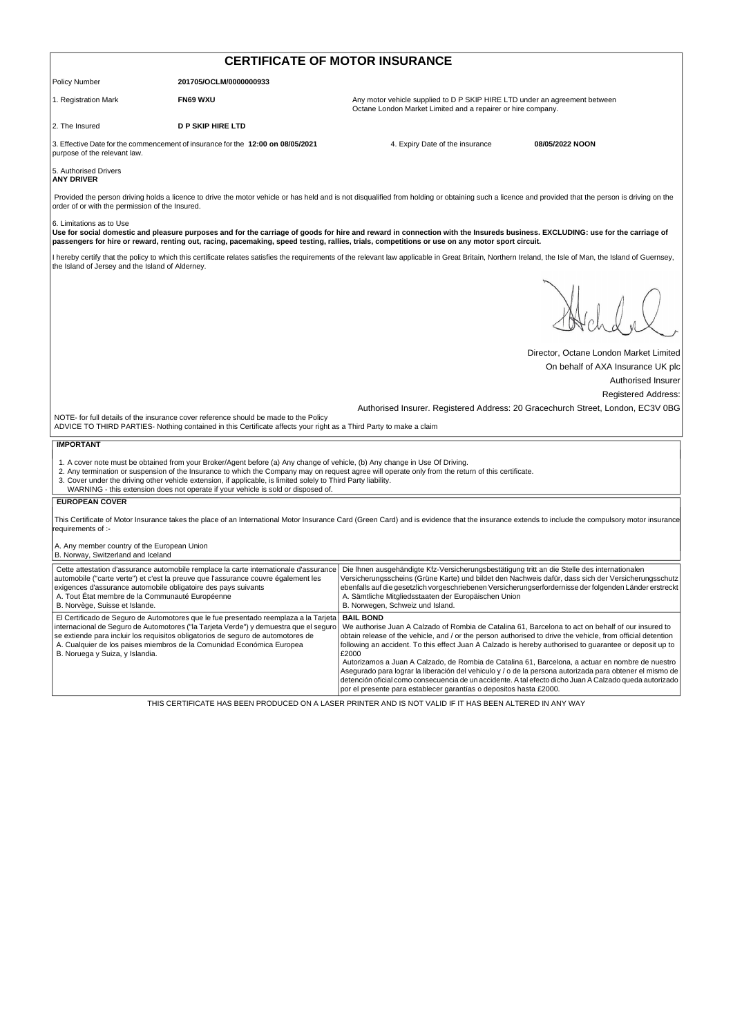# CERTIFICATE OF MOTOR INSURANCE

Policy Number **201705/OCLM/0000000933**

1. Registration Mark **FN69 WXU**

Any motor vehicle supplied to D P SKIP HIRE LTD under an agreement between Octane London Market Limited and a repairer or hire company.

2. The Insured **D P SKIP HIRE LTD**

3. Effective Date for the commencement of insurance for the purpose of the relevant law. **12:00 on 08/05/2021**

4. Expiry Date of the insurance **08/05/2022 NOON**

5. Authorised Drivers
**ANY DRIVER**

Provided the person driving holds a licence to drive the motor vehicle or has held and is not disqualified from holding or obtaining such a licence and provided that the person is driving on the order of or with the permission of the Insured.

6. Limitations as to Use
**Use for social domestic and pleasure purposes and for the carriage of goods for hire and reward in connection with the Insureds business. EXCLUDING: use for the carriage of passengers for hire or reward, renting out, racing, pacemaking, speed testing, rallies, trials, competitions or use on any motor sport circuit.**

I hereby certify that the policy to which this certificate relates satisfies the requirements of the relevant law applicable in Great Britain, Northern Ireland, the Isle of Man, the Island of Guernsey, the Island of Jersey and the Island of Alderney.

Director, Octane London Market Limited
On behalf of AXA Insurance UK plc
Authorised Insurer
Registered Address:
Authorised Insurer. Registered Address: 20 Gracechurch Street, London, EC3V 0BG

NOTE- for full details of the insurance cover reference should be made to the Policy
ADVICE TO THIRD PARTIES- Nothing contained in this Certificate affects your right as a Third Party to make a claim

**IMPORTANT**

1. A cover note must be obtained from your Broker/Agent before (a) Any change of vehicle, (b) Any change in Use Of Driving.
2. Any termination or suspension of the Insurance to which the Company may on request agree will operate only from the return of this certificate.
3. Cover under the driving other vehicle extension, if applicable, is limited solely to Third Party liability.
   WARNING - this extension does not operate if your vehicle is sold or disposed of.

**EUROPEAN COVER**

This Certificate of Motor Insurance takes the place of an International Motor Insurance Card (Green Card) and is evidence that the insurance extends to include the compulsory motor insurance requirements of :-

A. Any member country of the European Union
B. Norway, Switzerland and Iceland

Cette attestation d'assurance automobile remplace la carte internationale d'assurance automobile ("carte verte") et c'est la preuve que l'assurance couvre également les exigences d'assurance automobile obligatoire des pays suivants
A. Tout État membre de la Communauté Européenne
B. Norvège, Suisse et Islande.

Die Ihnen ausgehändigte Kfz-Versicherungsbestätigung tritt an die Stelle des internationalen Versicherungsscheins (Grüne Karte) und bildet den Nachweis dafür, dass sich der Versicherungsschutz ebenfalls auf die gesetzlich vorgeschriebenen Versicherungserfordernisse der folgenden Länder erstreckt
A. Sämtliche Mitgliedsstaaten der Europäischen Union
B. Norwegen, Schweiz und Island.

El Certificado de Seguro de Automotores que le fue presentado reemplaza a la Tarjeta internacional de Seguro de Automotores ("la Tarjeta Verde") y demuestra que el seguro se extiende para incluir los requisitos obligatorios de seguro de automotores de
A. Cualquier de los paises miembros de la Comunidad Económica Europea
B. Noruega y Suiza, y Islandia.

**BAIL BOND**
We authorise Juan A Calzado of Rombia de Catalina 61, Barcelona to act on behalf of our insured to obtain release of the vehicle, and / or the person authorised to drive the vehicle, from official detention following an accident. To this effect Juan A Calzado is hereby authorised to guarantee or deposit up to £2000

Autorizamos a Juan A Calzado, de Rombia de Catalina 61, Barcelona, a actuar en nombre de nuestro Asegurado para lograr la liberación del vehiculo y / o de la persona autorizada para obtener el mismo de detención oficial como consecuencia de un accidente. A tal efecto dicho Juan A Calzado queda autorizado por el presente para establecer garantías o depositos hasta £2000.

THIS CERTIFICATE HAS BEEN PRODUCED ON A LASER PRINTER AND IS NOT VALID IF IT HAS BEEN ALTERED IN ANY WAY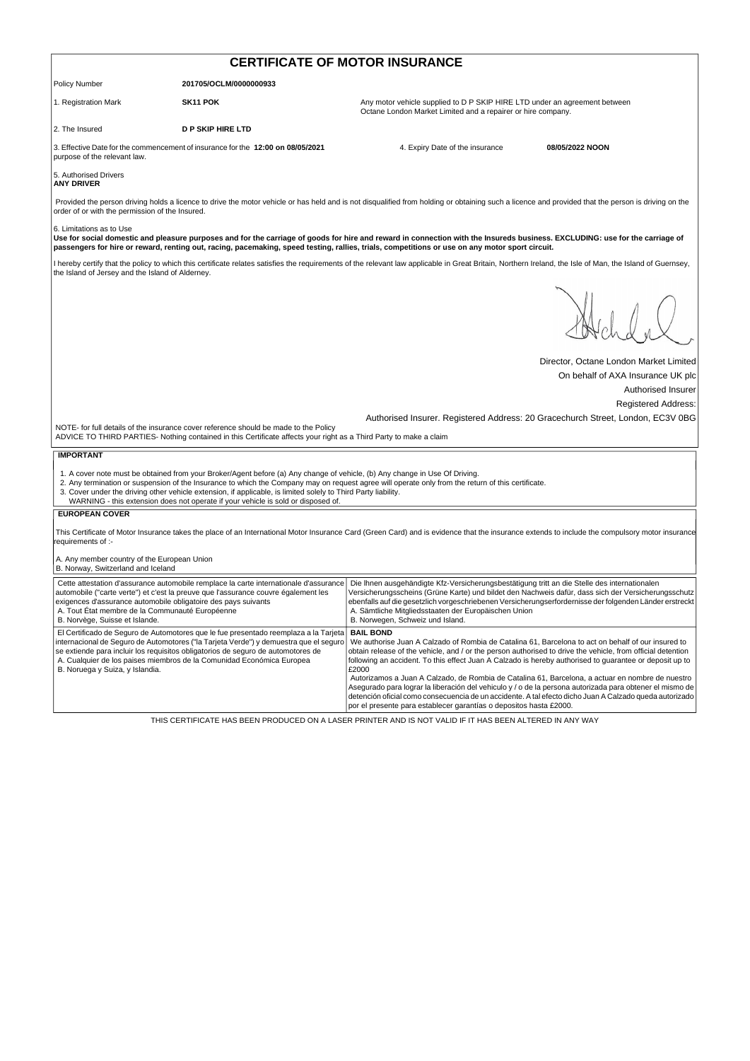# CERTIFICATE OF MOTOR INSURANCE

Policy Number **201705/OCLM/0000000933**

1. Registration Mark **SK11 POK** Any motor vehicle supplied to D P SKIP HIRE LTD under an agreement between Octane London Market Limited and a repairer or hire company.

2. The Insured **D P SKIP HIRE LTD**

3. Effective Date for the commencement of insurance for the purpose of the relevant law. **12:00 on 08/05/2021** 4. Expiry Date of the insurance **08/05/2022 NOON**

5. Authorised Drivers
**ANY DRIVER**

Provided the person driving holds a licence to drive the motor vehicle or has held and is not disqualified from holding or obtaining such a licence and provided that the person is driving on the order of or with the permission of the Insured.

6. Limitations as to Use
**Use for social domestic and pleasure purposes and for the carriage of goods for hire and reward in connection with the Insureds business. EXCLUDING: use for the carriage of passengers for hire or reward, renting out, racing, pacemaking, speed testing, rallies, trials, competitions or use on any motor sport circuit.**

I hereby certify that the policy to which this certificate relates satisfies the requirements of the relevant law applicable in Great Britain, Northern Ireland, the Isle of Man, the Island of Guernsey, the Island of Jersey and the Island of Alderney.

Director, Octane London Market Limited
On behalf of AXA Insurance UK plc
Authorised Insurer
Registered Address:
Authorised Insurer. Registered Address: 20 Gracechurch Street, London, EC3V 0BG

NOTE- for full details of the insurance cover reference should be made to the Policy
ADVICE TO THIRD PARTIES- Nothing contained in this Certificate affects your right as a Third Party to make a claim

## IMPORTANT

1. A cover note must be obtained from your Broker/Agent before (a) Any change of vehicle, (b) Any change in Use Of Driving.
2. Any termination or suspension of the Insurance to which the Company may on request agree will operate only from the return of this certificate.
3. Cover under the driving other vehicle extension, if applicable, is limited solely to Third Party liability.
WARNING - this extension does not operate if your vehicle is sold or disposed of.

## EUROPEAN COVER

This Certificate of Motor Insurance takes the place of an International Motor Insurance Card (Green Card) and is evidence that the insurance extends to include the compulsory motor insurance requirements of :-

A. Any member country of the European Union
B. Norway, Switzerland and Iceland

Cette attestation d'assurance automobile remplace la carte internationale d'assurance automobile ("carte verte") et c'est la preuve que l'assurance couvre également les exigences d'assurance automobile obligatoire des pays suivants
A. Tout État membre de la Communauté Européenne
B. Norvège, Suisse et Islande.

Die Ihnen ausgehändigte Kfz-Versicherungsbestätigung tritt an die Stelle des internationalen Versicherungsscheins (Grüne Karte) und bildet den Nachweis dafür, dass sich der Versicherungsschutz ebenfalls auf die gesetzlich vorgeschriebenen Versicherungserfordernisse der folgenden Länder erstreckt
A. Sämtliche Mitgliedsstaaten der Europäischen Union
B. Norwegen, Schweiz und Island.

El Certificado de Seguro de Automotores que le fue presentado reemplaza a la Tarjeta internacional de Seguro de Automotores ("la Tarjeta Verde") y demuestra que el seguro se extiende para incluir los requisitos obligatorios de seguro de automotores de
A. Cualquier de los paises miembros de la Comunidad Económica Europea
B. Noruega y Suiza, y Islandia.

**BAIL BOND**
We authorise Juan A Calzado of Rombia de Catalina 61, Barcelona to act on behalf of our insured to obtain release of the vehicle, and / or the person authorised to drive the vehicle, from official detention following an accident. To this effect Juan A Calzado is hereby authorised to guarantee or deposit up to £2000

Autorizamos a Juan A Calzado, de Rombia de Catalina 61, Barcelona, a actuar en nombre de nuestro Asegurado para lograr la liberación del vehiculo y / o de la persona autorizada para obtener el mismo de detención oficial como consecuencia de un accidente. A tal efecto dicho Juan A Calzado queda autorizado por el presente para establecer garantías o depositos hasta £2000.

THIS CERTIFICATE HAS BEEN PRODUCED ON A LASER PRINTER AND IS NOT VALID IF IT HAS BEEN ALTERED IN ANY WAY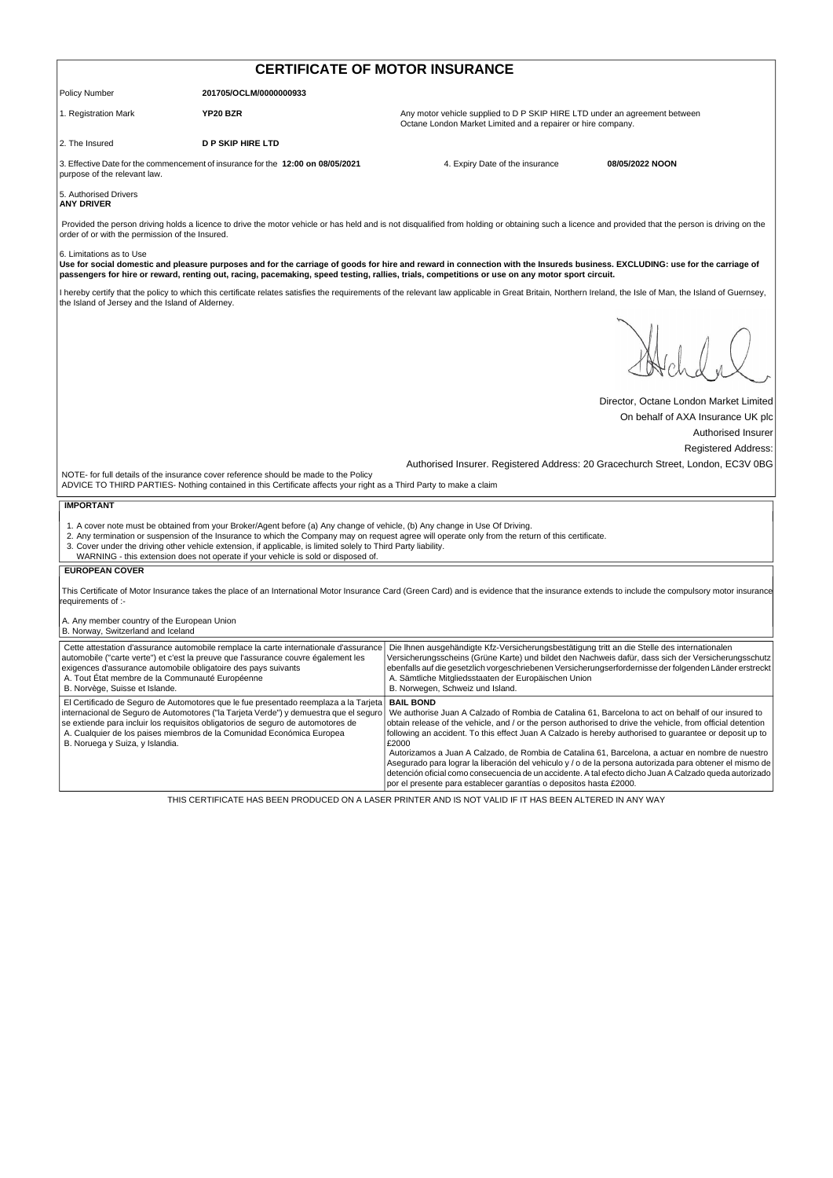# CERTIFICATE OF MOTOR INSURANCE

Policy Number **201705/OCLM/0000000933**

1. Registration Mark **YP20 BZR**

Any motor vehicle supplied to D P SKIP HIRE LTD under an agreement between Octane London Market Limited and a repairer or hire company.

2. The Insured **D P SKIP HIRE LTD**

3. Effective Date for the commencement of insurance for the purpose of the relevant law. **12:00 on 08/05/2021**

4. Expiry Date of the insurance **08/05/2022 NOON**

5. Authorised Drivers
**ANY DRIVER**

Provided the person driving holds a licence to drive the motor vehicle or has held and is not disqualified from holding or obtaining such a licence and provided that the person is driving on the order of or with the permission of the Insured.

6. Limitations as to Use
**Use for social domestic and pleasure purposes and for the carriage of goods for hire and reward in connection with the Insureds business. EXCLUDING: use for the carriage of passengers for hire or reward, renting out, racing, pacemaking, speed testing, rallies, trials, competitions or use on any motor sport circuit.**

I hereby certify that the policy to which this certificate relates satisfies the requirements of the relevant law applicable in Great Britain, Northern Ireland, the Isle of Man, the Island of Guernsey, the Island of Jersey and the Island of Alderney.

Director, Octane London Market Limited
On behalf of AXA Insurance UK plc
Authorised Insurer
Registered Address:
Authorised Insurer. Registered Address: 20 Gracechurch Street, London, EC3V 0BG

NOTE- for full details of the insurance cover reference should be made to the Policy
ADVICE TO THIRD PARTIES- Nothing contained in this Certificate affects your right as a Third Party to make a claim

## IMPORTANT

1. A cover note must be obtained from your Broker/Agent before (a) Any change of vehicle, (b) Any change in Use Of Driving.
2. Any termination or suspension of the Insurance to which the Company may on request agree will operate only from the return of this certificate.
3. Cover under the driving other vehicle extension, if applicable, is limited solely to Third Party liability.
   WARNING - this extension does not operate if your vehicle is sold or disposed of.

## EUROPEAN COVER

This Certificate of Motor Insurance takes the place of an International Motor Insurance Card (Green Card) and is evidence that the insurance extends to include the compulsory motor insurance requirements of :-

A. Any member country of the European Union
B. Norway, Switzerland and Iceland

Cette attestation d'assurance automobile remplace la carte internationale d'assurance automobile ("carte verte") et c'est la preuve que l'assurance couvre également les exigences d'assurance automobile obligatoire des pays suivants
A. Tout État membre de la Communauté Européenne
B. Norvège, Suisse et Islande.

Die Ihnen ausgehändigte Kfz-Versicherungsbestätigung tritt an die Stelle des internationalen Versicherungsscheins (Grüne Karte) und bildet den Nachweis dafür, dass sich der Versicherungsschutz ebenfalls auf die gesetzlich vorgeschriebenen Versicherungserfordernisse der folgenden Länder erstreckt
A. Sämtliche Mitgliedsstaaten der Europäischen Union
B. Norwegen, Schweiz und Island.

El Certificado de Seguro de Automotores que le fue presentado reemplaza a la Tarjeta internacional de Seguro de Automotores ("la Tarjeta Verde") y demuestra que el seguro se extiende para incluir los requisitos obligatorios de seguro de automotores de
A. Cualquier de los paises miembros de la Comunidad Económica Europea
B. Noruega y Suiza, y Islandia.

**BAIL BOND**
We authorise Juan A Calzado of Rombia de Catalina 61, Barcelona to act on behalf of our insured to obtain release of the vehicle, and / or the person authorised to drive the vehicle, from official detention following an accident. To this effect Juan A Calzado is hereby authorised to guarantee or deposit up to £2000

Autorizamos a Juan A Calzado, de Rombia de Catalina 61, Barcelona, a actuar en nombre de nuestro Asegurado para lograr la liberación del vehiculo y / o de la persona autorizada para obtener el mismo de detención oficial como consecuencia de un accidente. A tal efecto dicho Juan A Calzado queda autorizado por el presente para establecer garantías o depositos hasta £2000.

THIS CERTIFICATE HAS BEEN PRODUCED ON A LASER PRINTER AND IS NOT VALID IF IT HAS BEEN ALTERED IN ANY WAY